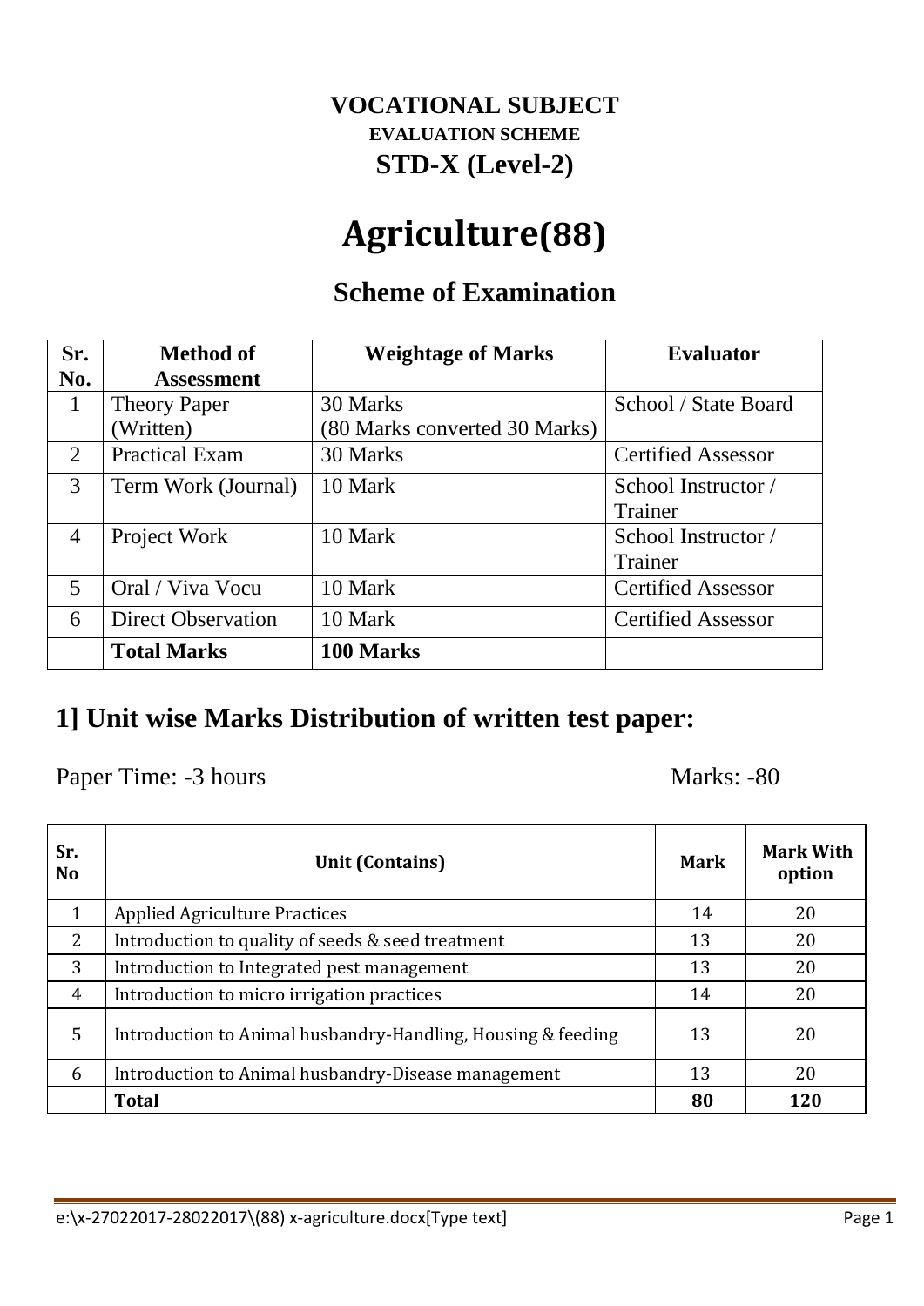**VOCATIONAL SUBJECT**

**EVALUATION SCHEME**

**STD-X (Level-2)**

# Agriculture(88)

## Scheme of Examination

| Sr. No. | Method of Assessment | Weightage of Marks | Evaluator |
|---|---|---|---|
| 1 | Theory Paper (Written) | 30 Marks (80 Marks converted 30 Marks) | School / State Board |
| 2 | Practical Exam | 30 Marks | Certified Assessor |
| 3 | Term Work (Journal) | 10 Mark | School Instructor / Trainer |
| 4 | Project Work | 10 Mark | School Instructor / Trainer |
| 5 | Oral / Viva Vocu | 10 Mark | Certified Assessor |
| 6 | Direct Observation | 10 Mark | Certified Assessor |
| | **Total Marks** | **100 Marks** | |

## 1] Unit wise Marks Distribution of written test paper:

Paper Time: -3 hours Marks: -80

| Sr. No | Unit (Contains) | Mark | Mark With option |
|---|---|---|---|
| 1 | Applied Agriculture Practices | 14 | 20 |
| 2 | Introduction to quality of seeds & seed treatment | 13 | 20 |
| 3 | Introduction to Integrated pest management | 13 | 20 |
| 4 | Introduction to micro irrigation practices | 14 | 20 |
| 5 | Introduction to Animal husbandry-Handling, Housing & feeding | 13 | 20 |
| 6 | Introduction to Animal husbandry-Disease management | 13 | 20 |
| | **Total** | **80** | **120** |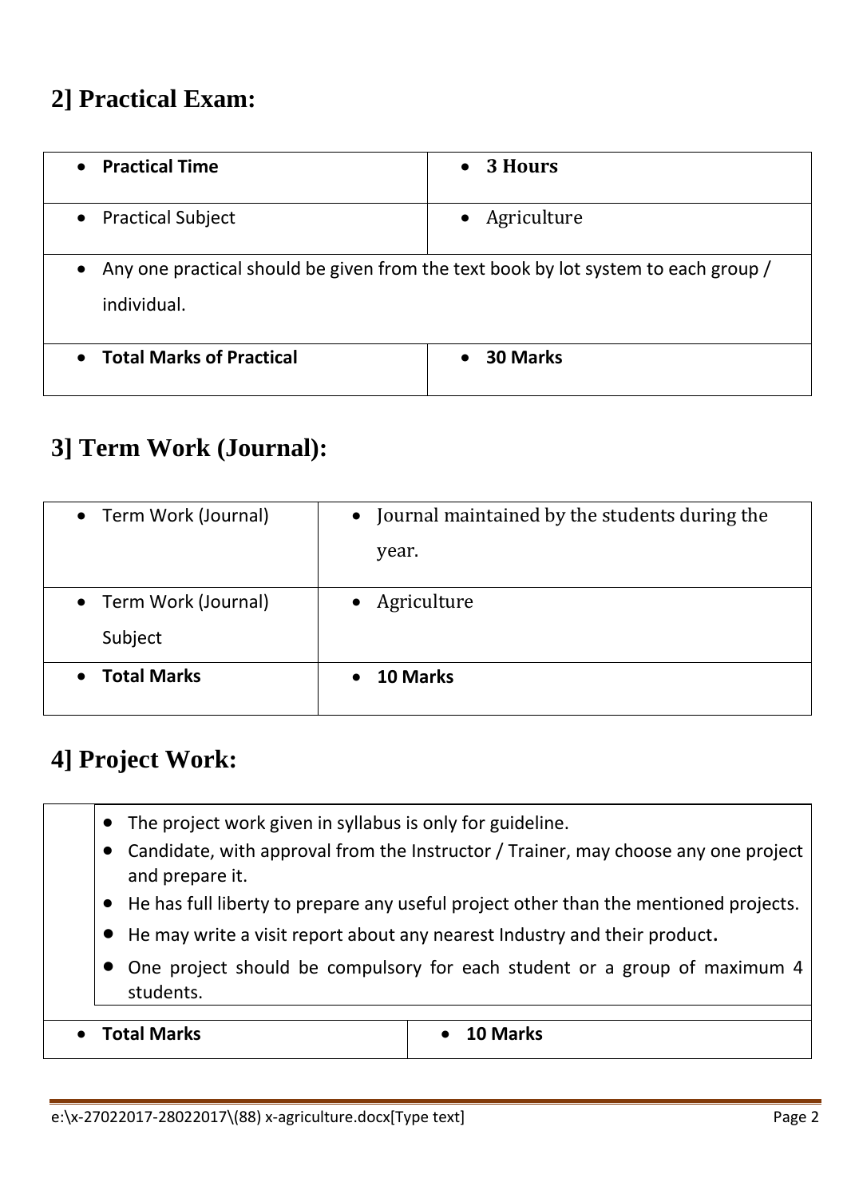## 2] Practical Exam:

| | |
|---|---|
| **Practical Time** | **3 Hours** |
| Practical Subject | Agriculture |
| Any one practical should be given from the text book by lot system to each group / individual. | |
| **Total Marks of Practical** | **30 Marks** |

## 3] Term Work (Journal):

| | |
|---|---|
| Term Work (Journal) | Journal maintained by the students during the year. |
| Term Work (Journal) Subject | Agriculture |
| **Total Marks** | **10 Marks** |

## 4] Project Work:

- The project work given in syllabus is only for guideline.
- Candidate, with approval from the Instructor / Trainer, may choose any one project and prepare it.
- He has full liberty to prepare any useful project other than the mentioned projects.
- He may write a visit report about any nearest Industry and their product**.**
- One project should be compulsory for each student or a group of maximum 4 students.

| | |
|---|---|
| **Total Marks** | **10 Marks** |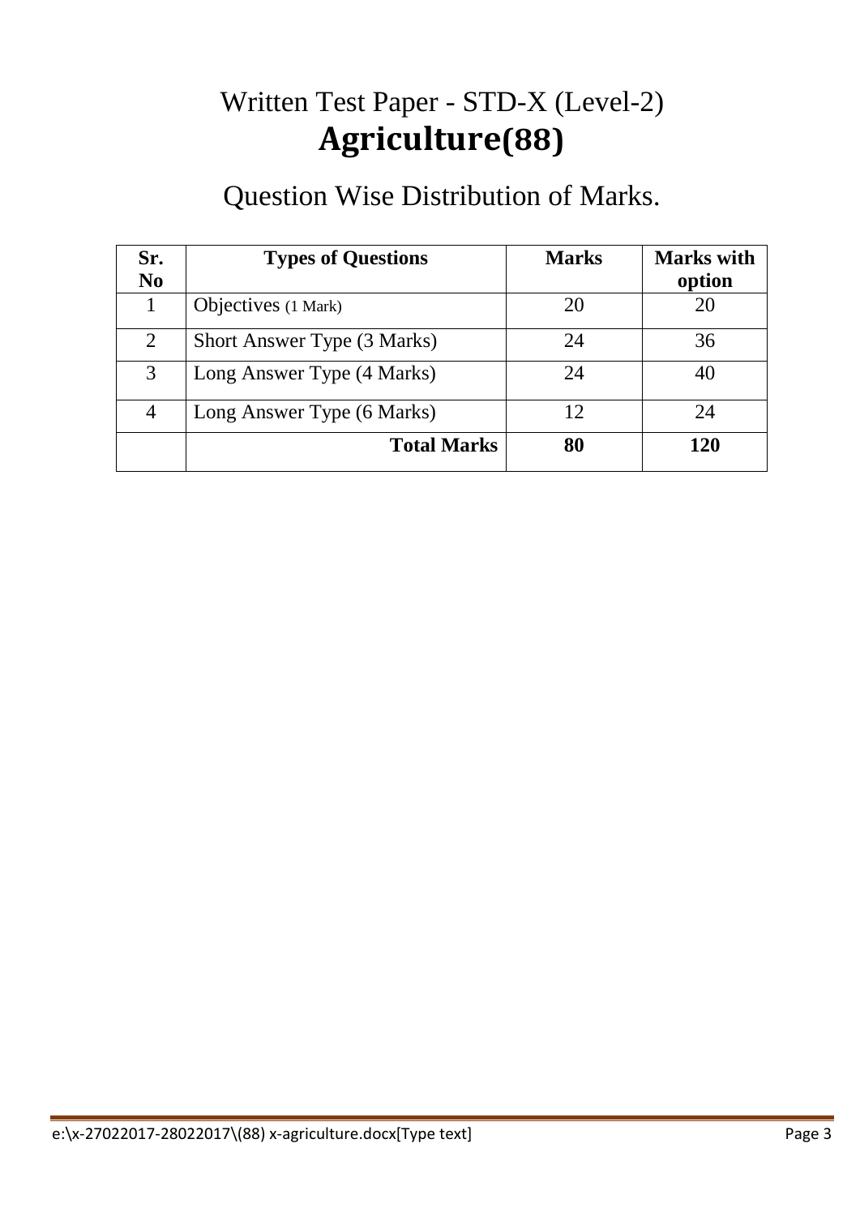# Written Test Paper - STD-X (Level-2)

# **Agriculture(88)**

## Question Wise Distribution of Marks.

| Sr. No | Types of Questions | Marks | Marks with option |
|---|---|---|---|
| 1 | Objectives (1 Mark) | 20 | 20 |
| 2 | Short Answer Type (3 Marks) | 24 | 36 |
| 3 | Long Answer Type (4 Marks) | 24 | 40 |
| 4 | Long Answer Type (6 Marks) | 12 | 24 |
| | **Total Marks** | **80** | **120** |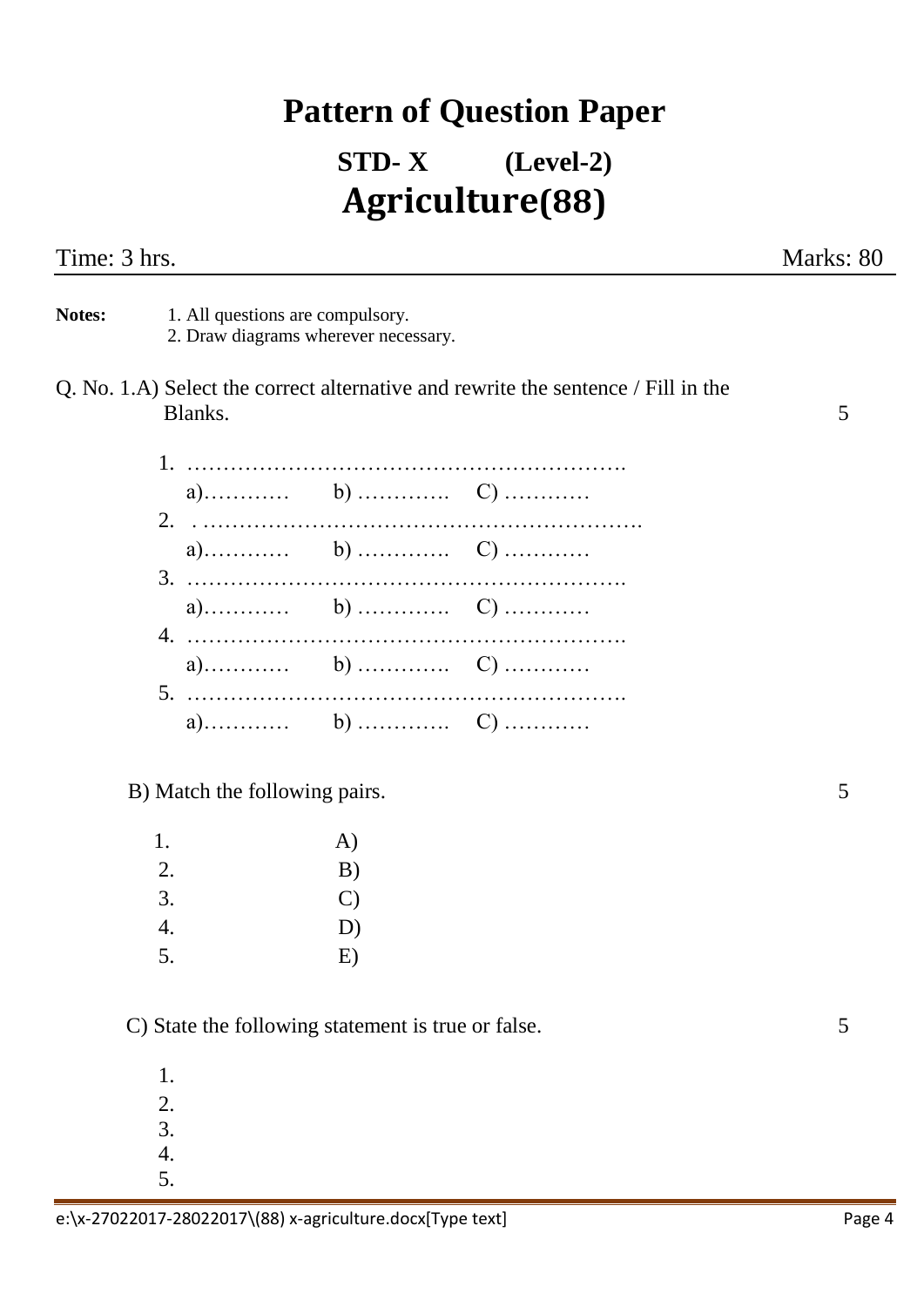# Pattern of Question Paper

## STD- X (Level-2)

## Agriculture(88)

**Time: 3 hrs.** **Marks: 80**

---

**Notes:**
1. All questions are compulsory.
2. Draw diagrams wherever necessary.

Q. No. 1.A) Select the correct alternative and rewrite the sentence / Fill in the Blanks. 5

1. …………………………………………………….
   a)………… b) …………. C) …………
2. . …………………………………………………….
   a)………… b) …………. C) …………
3. …………………………………………………….
   a)………… b) …………. C) …………
4. …………………………………………………….
   a)………… b) …………. C) …………
5. …………………………………………………….
   a)………… b) …………. C) …………

B) Match the following pairs. 5

| | |
|---|---|
| 1. | A) |
| 2. | B) |
| 3. | C) |
| 4. | D) |
| 5. | E) |

C) State the following statement is true or false. 5

1.
2.
3.
4.
5.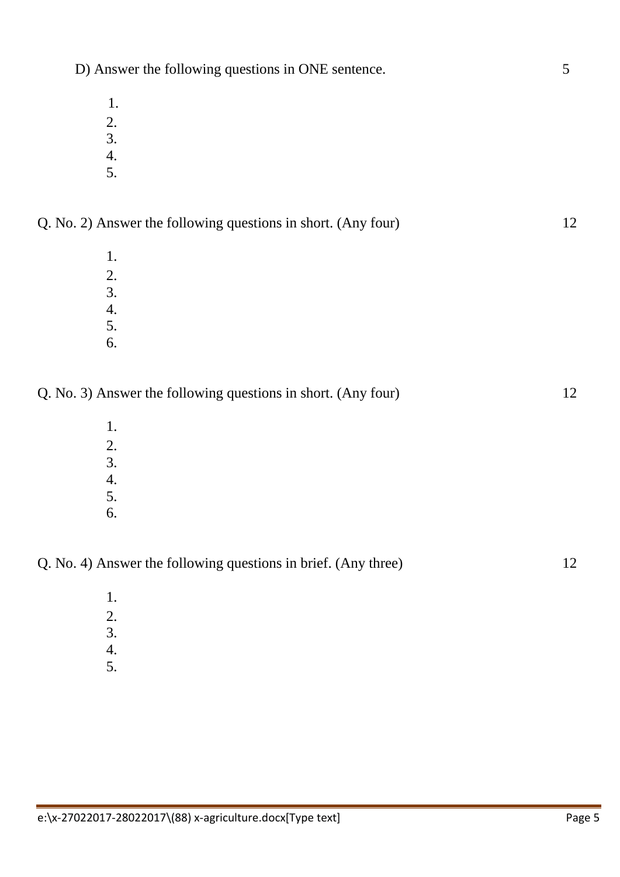D) Answer the following questions in ONE sentence. 5

1. 
2. 
3. 
4. 
5. 

Q. No. 2) Answer the following questions in short. (Any four) 12

1. 
2. 
3. 
4. 
5. 
6. 

Q. No. 3) Answer the following questions in short. (Any four) 12

1. 
2. 
3. 
4. 
5. 
6. 

Q. No. 4) Answer the following questions in brief. (Any three) 12

1. 
2. 
3. 
4. 
5.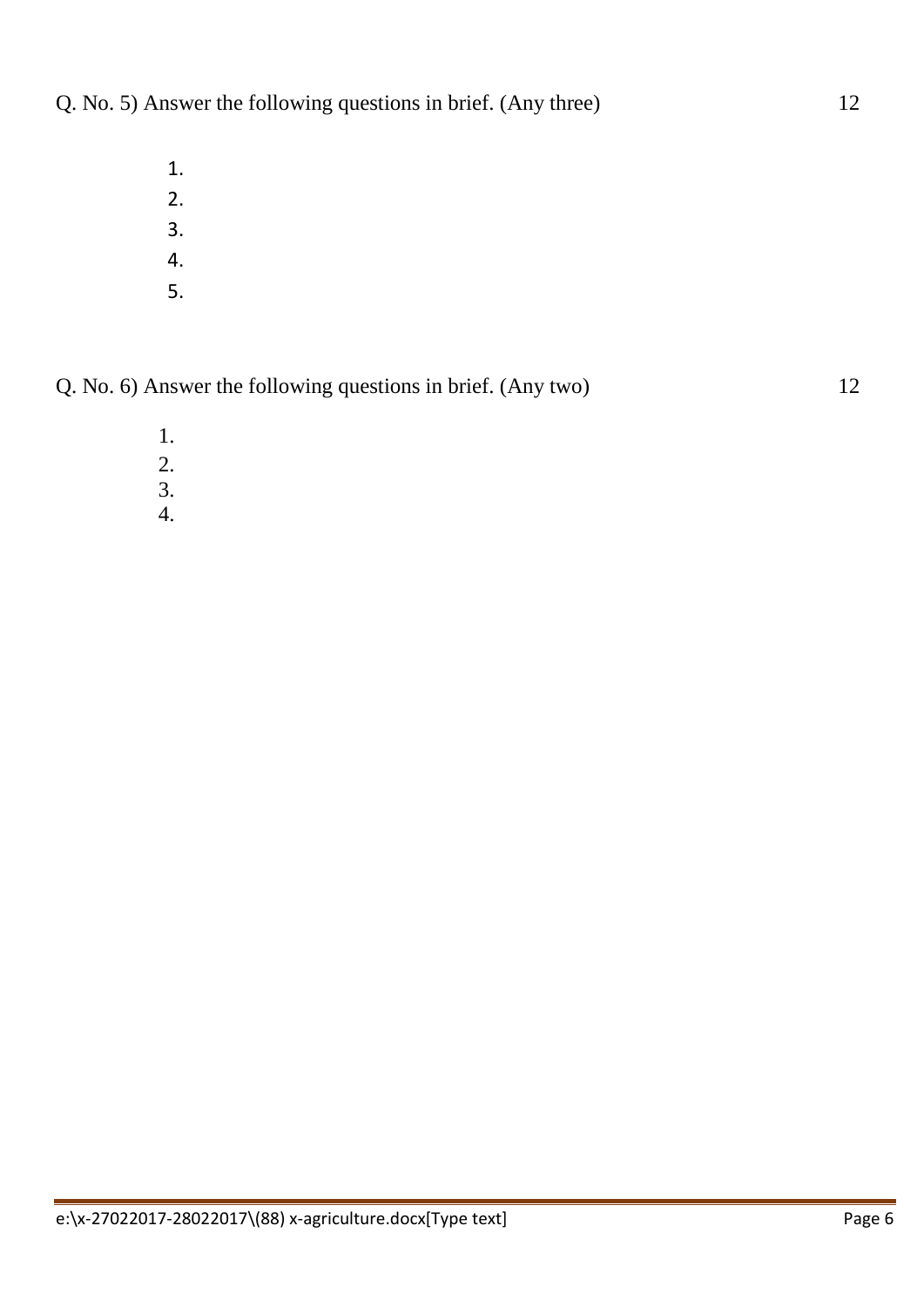Q. No. 5) Answer the following questions in brief. (Any three) 12

1. 
2. 
3. 
4. 
5. 

Q. No. 6) Answer the following questions in brief. (Any two) 12

1. 
2. 
3. 
4.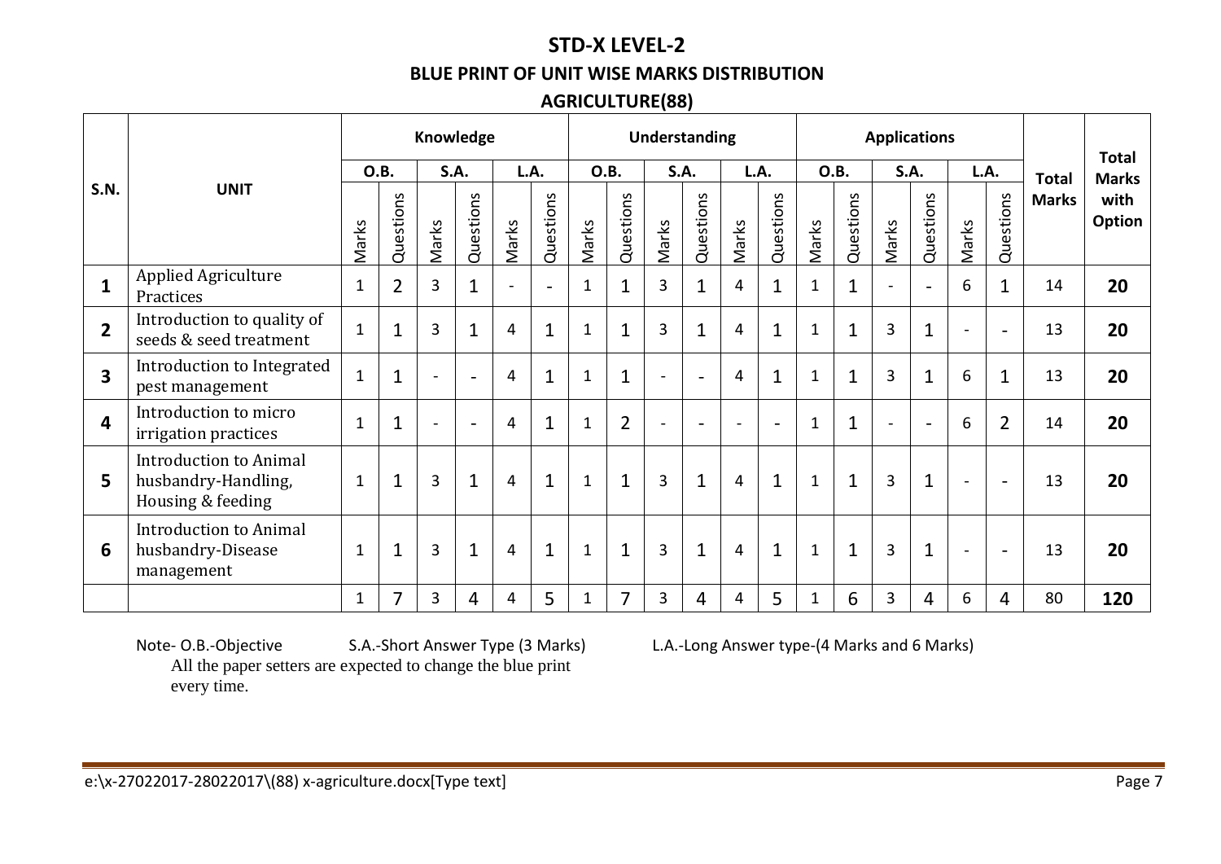# STD-X LEVEL-2

## BLUE PRINT OF UNIT WISE MARKS DISTRIBUTION

## AGRICULTURE(88)

| S.N. | UNIT | Knowledge | | | | | | Understanding | | | | | | Applications | | | | | | Total Marks | Total Marks with Option |
|---|---|---|---|---|---|---|---|---|---|---|---|---|---|---|---|---|---|---|---|---|---|
| | | O.B. | | S.A. | | L.A. | | O.B. | | S.A. | | L.A. | | O.B. | | S.A. | | L.A. | | | |
| | | Marks | Questions | Marks | Questions | Marks | Questions | Marks | Questions | Marks | Questions | Marks | Questions | Marks | Questions | Marks | Questions | Marks | Questions | | |
| **1** | Applied Agriculture Practices | 1 | 2 | 3 | 1 | - | - | 1 | 1 | 3 | 1 | 4 | 1 | 1 | 1 | - | - | 6 | 1 | 14 | **20** |
| **2** | Introduction to quality of seeds & seed treatment | 1 | 1 | 3 | 1 | 4 | 1 | 1 | 1 | 3 | 1 | 4 | 1 | 1 | 1 | 3 | 1 | - | - | 13 | **20** |
| **3** | Introduction to Integrated pest management | 1 | 1 | - | - | 4 | 1 | 1 | 1 | - | - | 4 | 1 | 1 | 1 | 3 | 1 | 6 | 1 | 13 | **20** |
| **4** | Introduction to micro irrigation practices | 1 | 1 | - | - | 4 | 1 | 1 | 2 | - | - | - | - | 1 | 1 | - | - | 6 | 2 | 14 | **20** |
| **5** | Introduction to Animal husbandry-Handling, Housing & feeding | 1 | 1 | 3 | 1 | 4 | 1 | 1 | 1 | 3 | 1 | 4 | 1 | 1 | 1 | 3 | 1 | - | - | 13 | **20** |
| **6** | Introduction to Animal husbandry-Disease management | 1 | 1 | 3 | 1 | 4 | 1 | 1 | 1 | 3 | 1 | 4 | 1 | 1 | 1 | 3 | 1 | - | - | 13 | **20** |
| | | 1 | 7 | 3 | 4 | 4 | 5 | 1 | 7 | 3 | 4 | 4 | 5 | 1 | 6 | 3 | 4 | 6 | 4 | 80 | **120** |

Note- O.B.-Objective S.A.-Short Answer Type (3 Marks) L.A.-Long Answer type-(4 Marks and 6 Marks)

All the paper setters are expected to change the blue print every time.